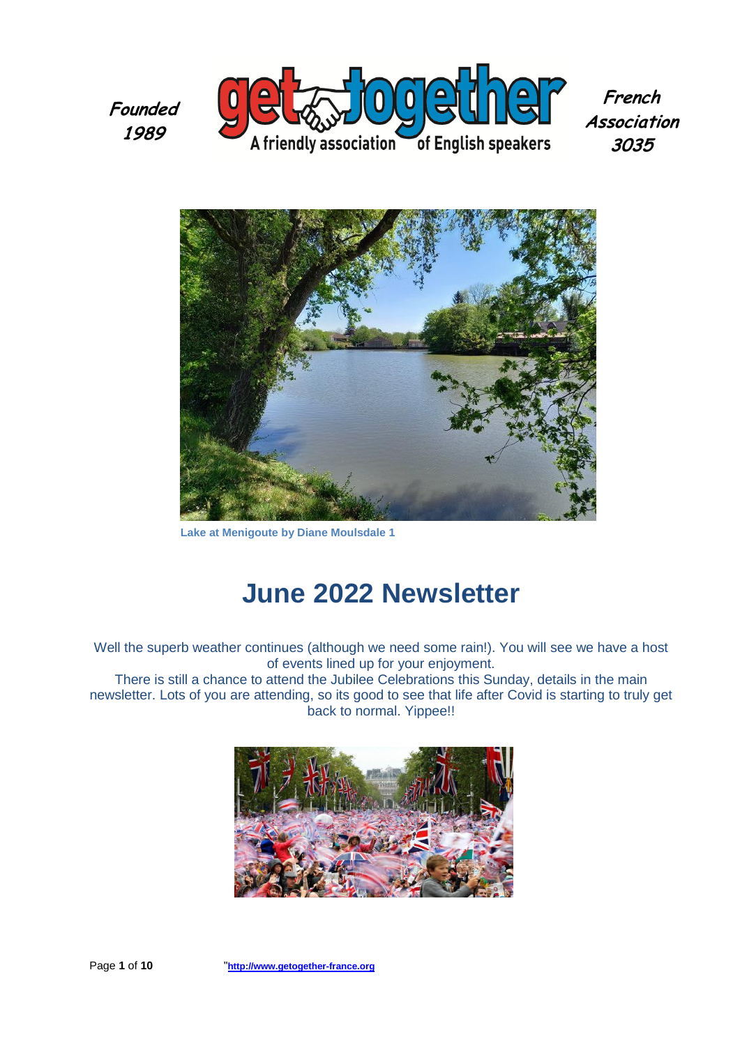Founded 1989

get together

A friendly association of English speakers

French Association 3035

Lake at Menigoute by Diane Moulsdale 1

# June 2022 Newsletter

Well the superb weather continues (although we need some rain!). You will see we have a host of events lined up for your enjoyment.

There is still a chance to attend the Jubilee Celebrations this Sunday, details in the main newsletter. Lots of you are attending, so its good to see that life after Covid is starting to truly get back to normal. Yippee!!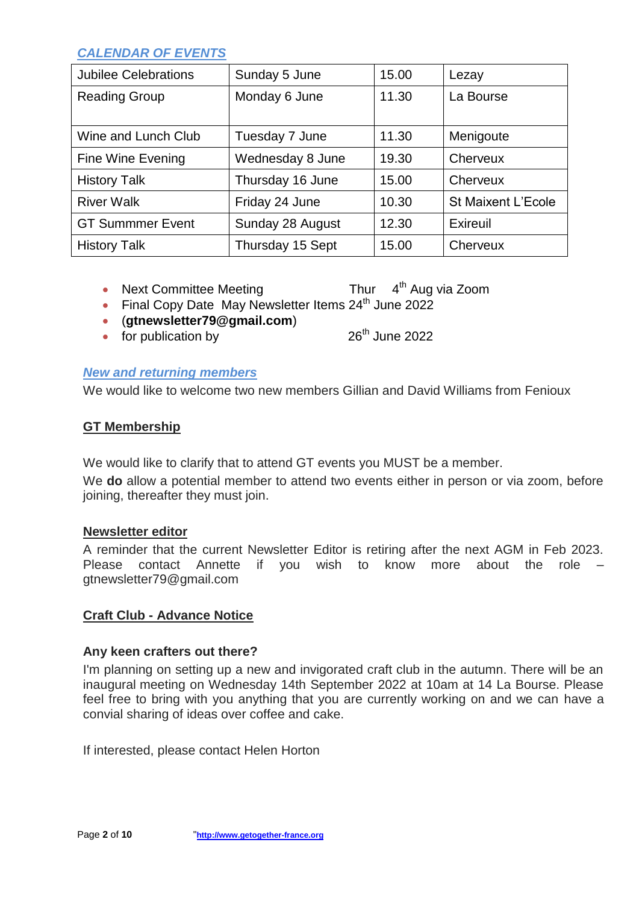## CALENDAR OF EVENTS

| Jubilee Celebrations | Sunday 5 June | 15.00 | Lezay |
|---|---|---|---|
| Reading Group | Monday 6 June | 11.30 | La Bourse |
| Wine and Lunch Club | Tuesday 7 June | 11.30 | Menigoute |
| Fine Wine Evening | Wednesday 8 June | 19.30 | Cherveux |
| History Talk | Thursday 16 June | 15.00 | Cherveux |
| River Walk | Friday 24 June | 10.30 | St Maixent L'Ecole |
| GT Summmer Event | Sunday 28 August | 12.30 | Exireuil |
| History Talk | Thursday 15 Sept | 15.00 | Cherveux |

- Next Committee Meeting Thur 4th Aug via Zoom
- Final Copy Date May Newsletter Items 24th June 2022
- (**gtnewsletter79@gmail.com**)
- for publication by 26th June 2022

## New and returning members

We would like to welcome two new members Gillian and David Williams from Fenioux

## GT Membership

We would like to clarify that to attend GT events you MUST be a member.

We **do** allow a potential member to attend two events either in person or via zoom, before joining, thereafter they must join.

## Newsletter editor

A reminder that the current Newsletter Editor is retiring after the next AGM in Feb 2023. Please contact Annette if you wish to know more about the role – gtnewsletter79@gmail.com

## Craft Club - Advance Notice

**Any keen crafters out there?**

I'm planning on setting up a new and invigorated craft club in the autumn. There will be an inaugural meeting on Wednesday 14th September 2022 at 10am at 14 La Bourse. Please feel free to bring with you anything that you are currently working on and we can have a convial sharing of ideas over coffee and cake.

If interested, please contact Helen Horton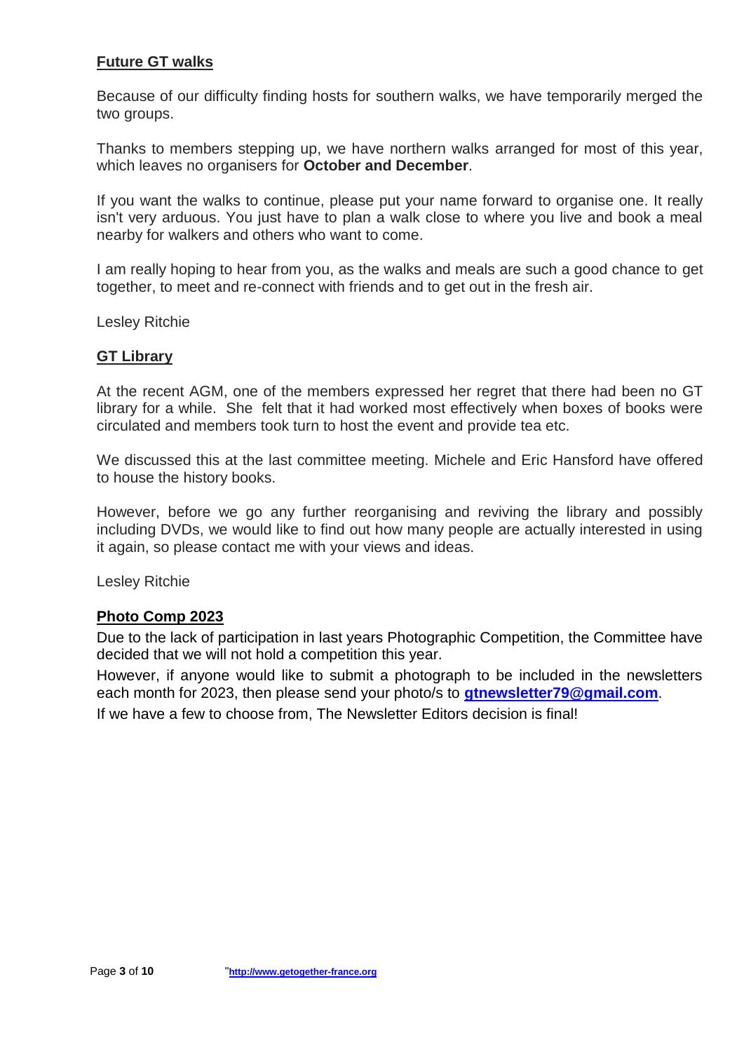## Future GT walks

Because of our difficulty finding hosts for southern walks, we have temporarily merged the two groups.

Thanks to members stepping up, we have northern walks arranged for most of this year, which leaves no organisers for **October and December**.

If you want the walks to continue, please put your name forward to organise one. It really isn't very arduous. You just have to plan a walk close to where you live and book a meal nearby for walkers and others who want to come.

I am really hoping to hear from you, as the walks and meals are such a good chance to get together, to meet and re-connect with friends and to get out in the fresh air.

Lesley Ritchie

## GT Library

At the recent AGM, one of the members expressed her regret that there had been no GT library for a while. She felt that it had worked most effectively when boxes of books were circulated and members took turn to host the event and provide tea etc.

We discussed this at the last committee meeting. Michele and Eric Hansford have offered to house the history books.

However, before we go any further reorganising and reviving the library and possibly including DVDs, we would like to find out how many people are actually interested in using it again, so please contact me with your views and ideas.

Lesley Ritchie

## Photo Comp 2023

Due to the lack of participation in last years Photographic Competition, the Committee have decided that we will not hold a competition this year.

However, if anyone would like to submit a photograph to be included in the newsletters each month for 2023, then please send your photo/s to **gtnewsletter79@gmail.com**.

If we have a few to choose from, The Newsletter Editors decision is final!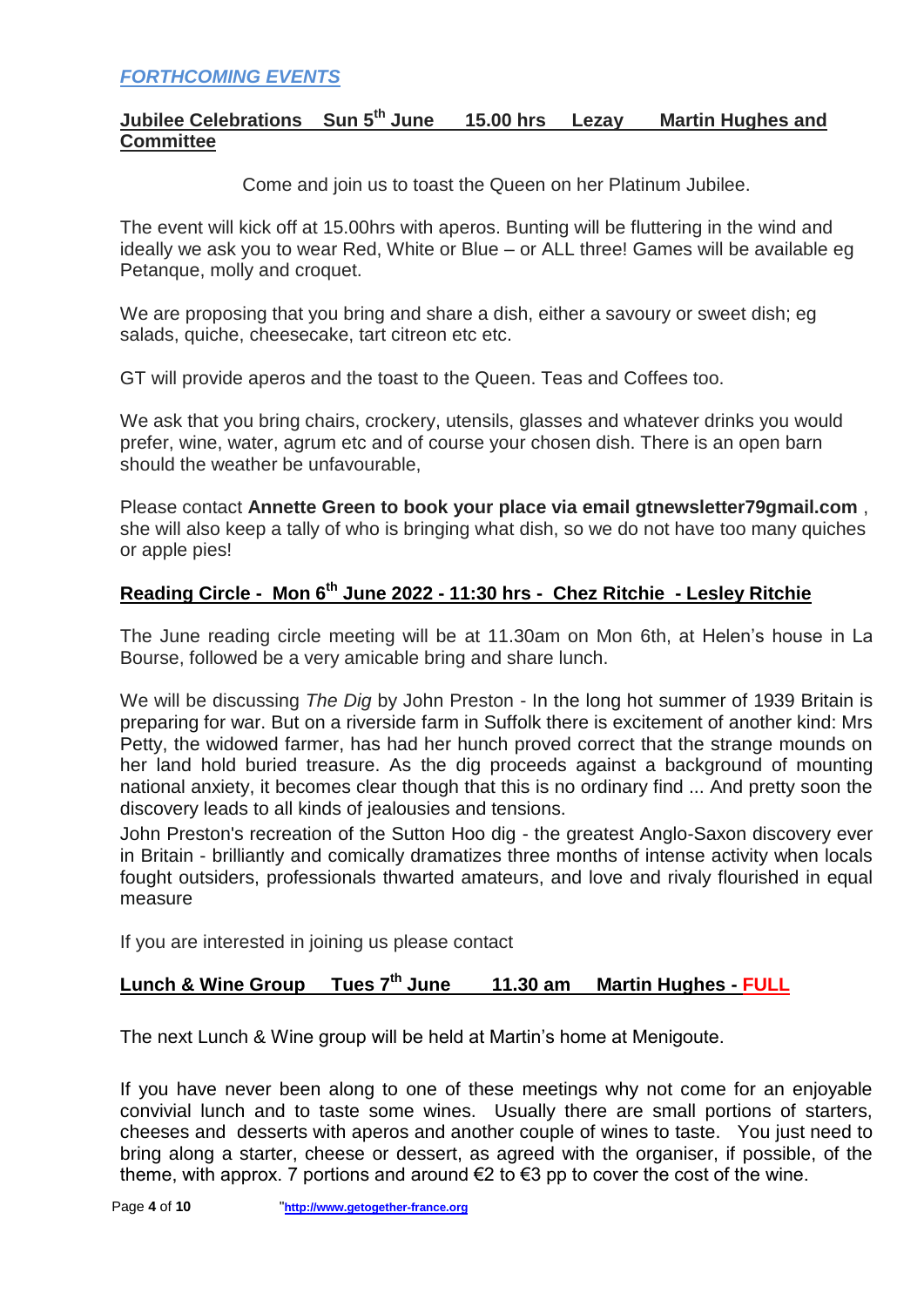## *FORTHCOMING EVENTS*

### Jubilee Celebrations Sun 5th June 15.00 hrs Lezay Martin Hughes and Committee

Come and join us to toast the Queen on her Platinum Jubilee.

The event will kick off at 15.00hrs with aperos. Bunting will be fluttering in the wind and ideally we ask you to wear Red, White or Blue – or ALL three! Games will be available eg Petanque, molly and croquet.

We are proposing that you bring and share a dish, either a savoury or sweet dish; eg salads, quiche, cheesecake, tart citreon etc etc.

GT will provide aperos and the toast to the Queen. Teas and Coffees too.

We ask that you bring chairs, crockery, utensils, glasses and whatever drinks you would prefer, wine, water, agrum etc and of course your chosen dish. There is an open barn should the weather be unfavourable,

Please contact **Annette Green to book your place via email gtnewsletter79gmail.com** , she will also keep a tally of who is bringing what dish, so we do not have too many quiches or apple pies!

### Reading Circle - Mon 6th June 2022 - 11:30 hrs - Chez Ritchie - Lesley Ritchie

The June reading circle meeting will be at 11.30am on Mon 6th, at Helen's house in La Bourse, followed be a very amicable bring and share lunch.

We will be discussing *The Dig* by John Preston - In the long hot summer of 1939 Britain is preparing for war. But on a riverside farm in Suffolk there is excitement of another kind: Mrs Petty, the widowed farmer, has had her hunch proved correct that the strange mounds on her land hold buried treasure. As the dig proceeds against a background of mounting national anxiety, it becomes clear though that this is no ordinary find ... And pretty soon the discovery leads to all kinds of jealousies and tensions.

John Preston's recreation of the Sutton Hoo dig - the greatest Anglo-Saxon discovery ever in Britain - brilliantly and comically dramatizes three months of intense activity when locals fought outsiders, professionals thwarted amateurs, and love and rivaly flourished in equal measure

If you are interested in joining us please contact

### Lunch & Wine Group Tues 7th June 11.30 am Martin Hughes - FULL

The next Lunch & Wine group will be held at Martin's home at Menigoute.

If you have never been along to one of these meetings why not come for an enjoyable convivial lunch and to taste some wines. Usually there are small portions of starters, cheeses and desserts with aperos and another couple of wines to taste. You just need to bring along a starter, cheese or dessert, as agreed with the organiser, if possible, of the theme, with approx. 7 portions and around €2 to €3 pp to cover the cost of the wine.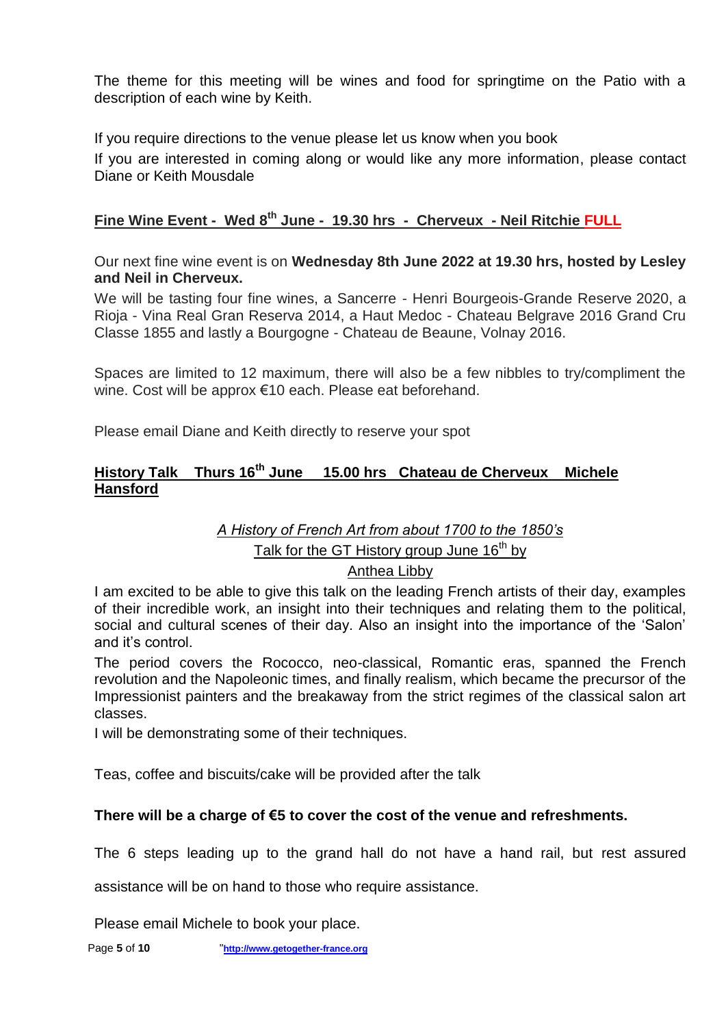The theme for this meeting will be wines and food for springtime on the Patio with a description of each wine by Keith.

If you require directions to the venue please let us know when you book

If you are interested in coming along or would like any more information, please contact Diane or Keith Mousdale

## Fine Wine Event - Wed 8th June - 19.30 hrs - Cherveux - Neil Ritchie FULL

Our next fine wine event is on **Wednesday 8th June 2022 at 19.30 hrs, hosted by Lesley and Neil in Cherveux.**

We will be tasting four fine wines, a Sancerre - Henri Bourgeois-Grande Reserve 2020, a Rioja - Vina Real Gran Reserva 2014, a Haut Medoc - Chateau Belgrave 2016 Grand Cru Classe 1855 and lastly a Bourgogne - Chateau de Beaune, Volnay 2016.

Spaces are limited to 12 maximum, there will also be a few nibbles to try/compliment the wine. Cost will be approx €10 each. Please eat beforehand.

Please email Diane and Keith directly to reserve your spot

## History Talk Thurs 16th June 15.00 hrs Chateau de Cherveux Michele Hansford

*A History of French Art from about 1700 to the 1850's*

Talk for the GT History group June 16th by

Anthea Libby

I am excited to be able to give this talk on the leading French artists of their day, examples of their incredible work, an insight into their techniques and relating them to the political, social and cultural scenes of their day. Also an insight into the importance of the 'Salon' and it's control.

The period covers the Rococco, neo-classical, Romantic eras, spanned the French revolution and the Napoleonic times, and finally realism, which became the precursor of the Impressionist painters and the breakaway from the strict regimes of the classical salon art classes.

I will be demonstrating some of their techniques.

Teas, coffee and biscuits/cake will be provided after the talk

**There will be a charge of €5 to cover the cost of the venue and refreshments.**

The 6 steps leading up to the grand hall do not have a hand rail, but rest assured assistance will be on hand to those who require assistance.

Please email Michele to book your place.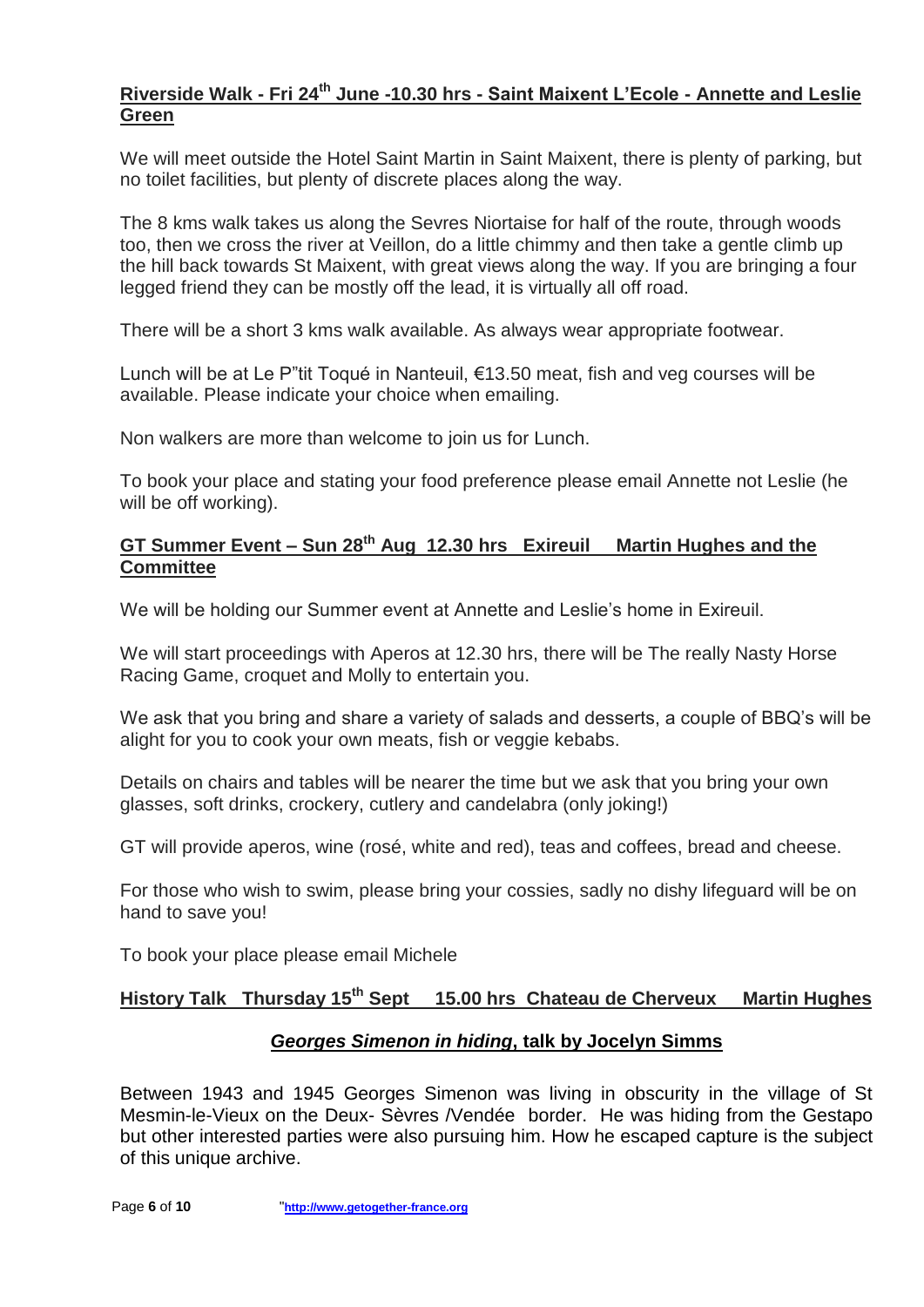## Riverside Walk - Fri 24th June -10.30 hrs - Saint Maixent L'Ecole - Annette and Leslie Green

We will meet outside the Hotel Saint Martin in Saint Maixent, there is plenty of parking, but no toilet facilities, but plenty of discrete places along the way.

The 8 kms walk takes us along the Sevres Niortaise for half of the route, through woods too, then we cross the river at Veillon, do a little chimmy and then take a gentle climb up the hill back towards St Maixent, with great views along the way. If you are bringing a four legged friend they can be mostly off the lead, it is virtually all off road.

There will be a short 3 kms walk available. As always wear appropriate footwear.

Lunch will be at Le P"tit Toqué in Nanteuil, €13.50 meat, fish and veg courses will be available. Please indicate your choice when emailing.

Non walkers are more than welcome to join us for Lunch.

To book your place and stating your food preference please email Annette not Leslie (he will be off working).

## GT Summer Event – Sun 28th Aug 12.30 hrs Exireuil Martin Hughes and the Committee

We will be holding our Summer event at Annette and Leslie's home in Exireuil.

We will start proceedings with Aperos at 12.30 hrs, there will be The really Nasty Horse Racing Game, croquet and Molly to entertain you.

We ask that you bring and share a variety of salads and desserts, a couple of BBQ's will be alight for you to cook your own meats, fish or veggie kebabs.

Details on chairs and tables will be nearer the time but we ask that you bring your own glasses, soft drinks, crockery, cutlery and candelabra (only joking!)

GT will provide aperos, wine (rosé, white and red), teas and coffees, bread and cheese.

For those who wish to swim, please bring your cossies, sadly no dishy lifeguard will be on hand to save you!

To book your place please email Michele

## History Talk Thursday 15th Sept 15.00 hrs Chateau de Cherveux Martin Hughes

### *Georges Simenon in hiding*, talk by Jocelyn Simms

Between 1943 and 1945 Georges Simenon was living in obscurity in the village of St Mesmin-le-Vieux on the Deux- Sèvres /Vendée border. He was hiding from the Gestapo but other interested parties were also pursuing him. How he escaped capture is the subject of this unique archive.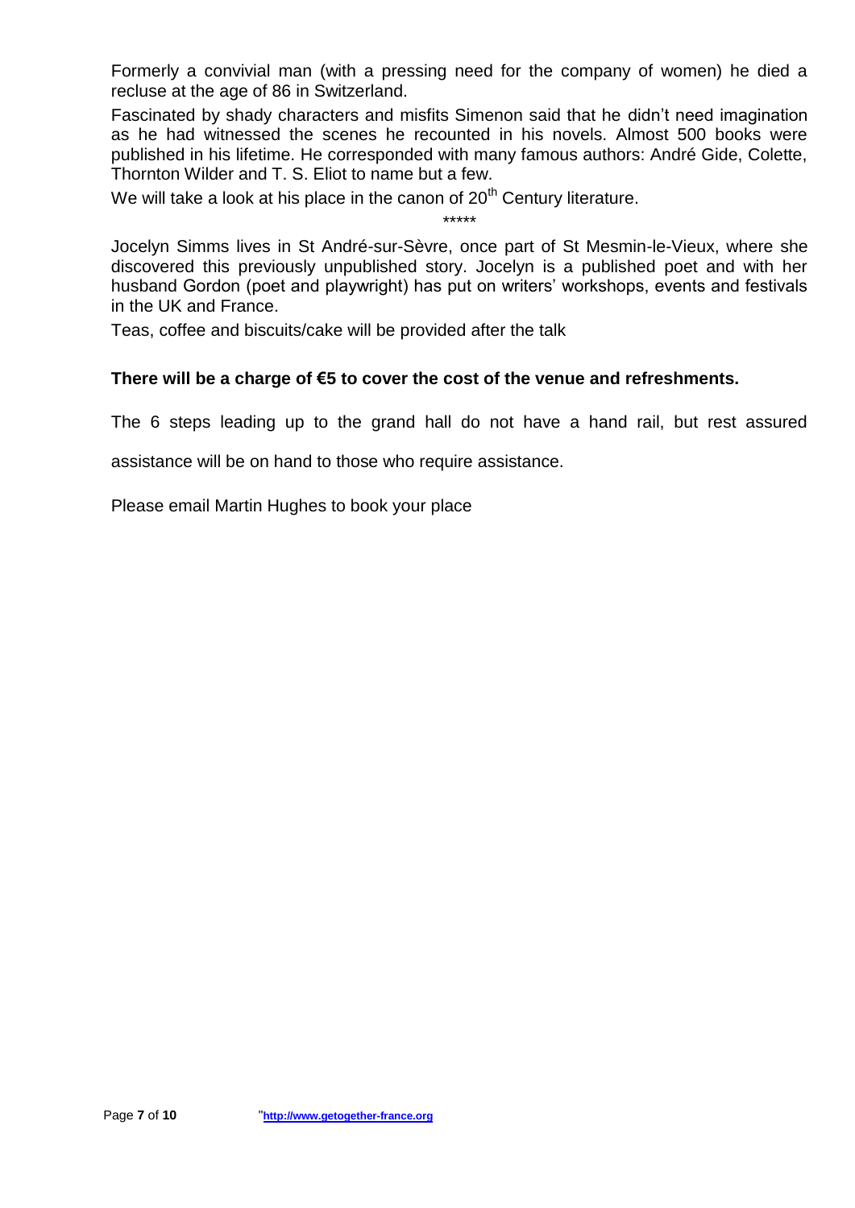Formerly a convivial man (with a pressing need for the company of women) he died a recluse at the age of 86 in Switzerland.

Fascinated by shady characters and misfits Simenon said that he didn't need imagination as he had witnessed the scenes he recounted in his novels. Almost 500 books were published in his lifetime. He corresponded with many famous authors: André Gide, Colette, Thornton Wilder and T. S. Eliot to name but a few.

We will take a look at his place in the canon of 20th Century literature.

*****

Jocelyn Simms lives in St André-sur-Sèvre, once part of St Mesmin-le-Vieux, where she discovered this previously unpublished story. Jocelyn is a published poet and with her husband Gordon (poet and playwright) has put on writers' workshops, events and festivals in the UK and France.

Teas, coffee and biscuits/cake will be provided after the talk

**There will be a charge of €5 to cover the cost of the venue and refreshments.**

The 6 steps leading up to the grand hall do not have a hand rail, but rest assured assistance will be on hand to those who require assistance.

Please email Martin Hughes to book your place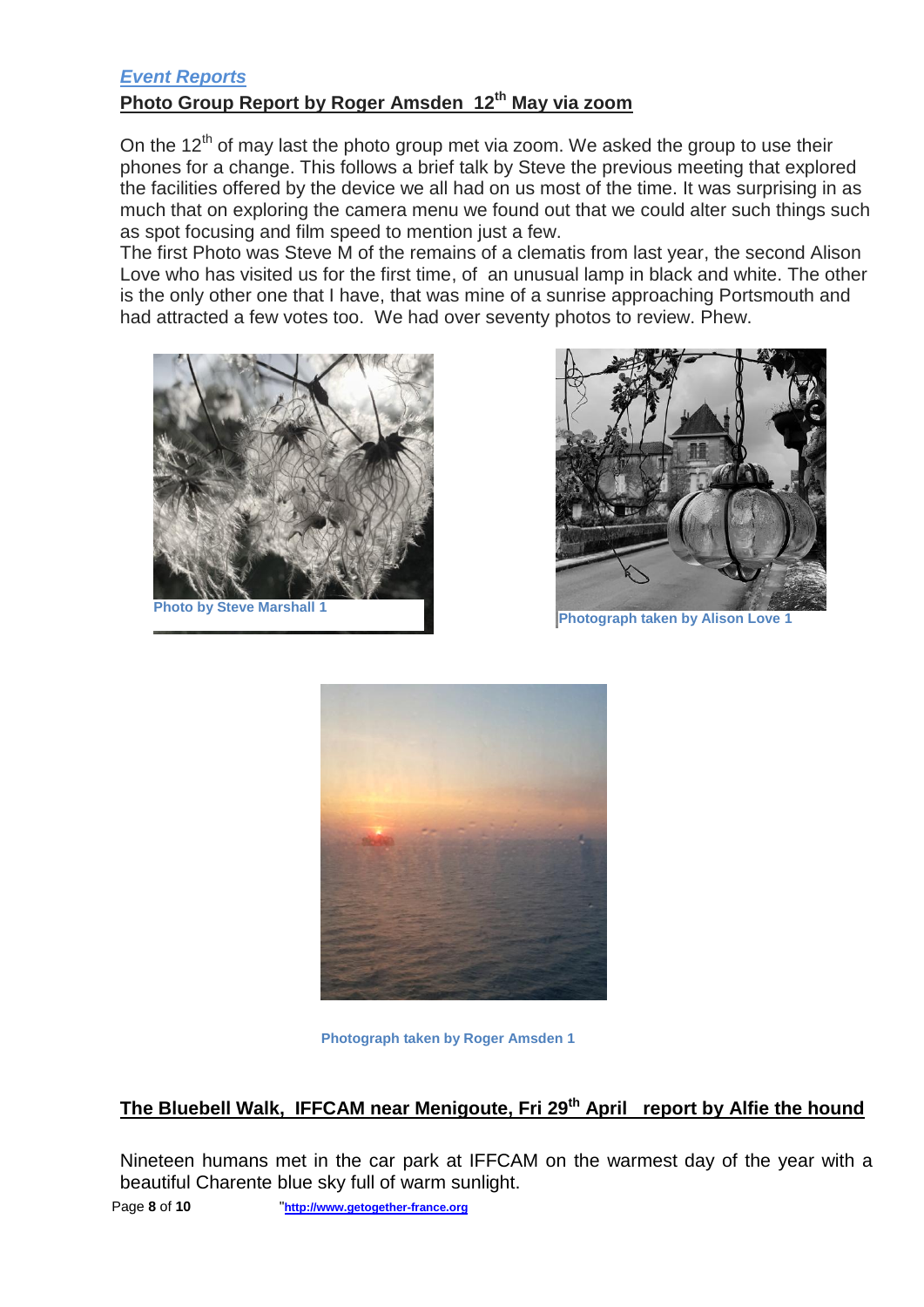*Event Reports*

## Photo Group Report by Roger Amsden 12th May via zoom

On the 12th of may last the photo group met via zoom. We asked the group to use their phones for a change. This follows a brief talk by Steve the previous meeting that explored the facilities offered by the device we all had on us most of the time. It was surprising in as much that on exploring the camera menu we found out that we could alter such things such as spot focusing and film speed to mention just a few.

The first Photo was Steve M of the remains of a clematis from last year, the second Alison Love who has visited us for the first time, of an unusual lamp in black and white. The other is the only other one that I have, that was mine of a sunrise approaching Portsmouth and had attracted a few votes too. We had over seventy photos to review. Phew.

**Photo by Steve Marshall 1**

**Photograph taken by Alison Love 1**

**Photograph taken by Roger Amsden 1**

## The Bluebell Walk, IFFCAM near Menigoute, Fri 29th April report by Alfie the hound

Nineteen humans met in the car park at IFFCAM on the warmest day of the year with a beautiful Charente blue sky full of warm sunlight.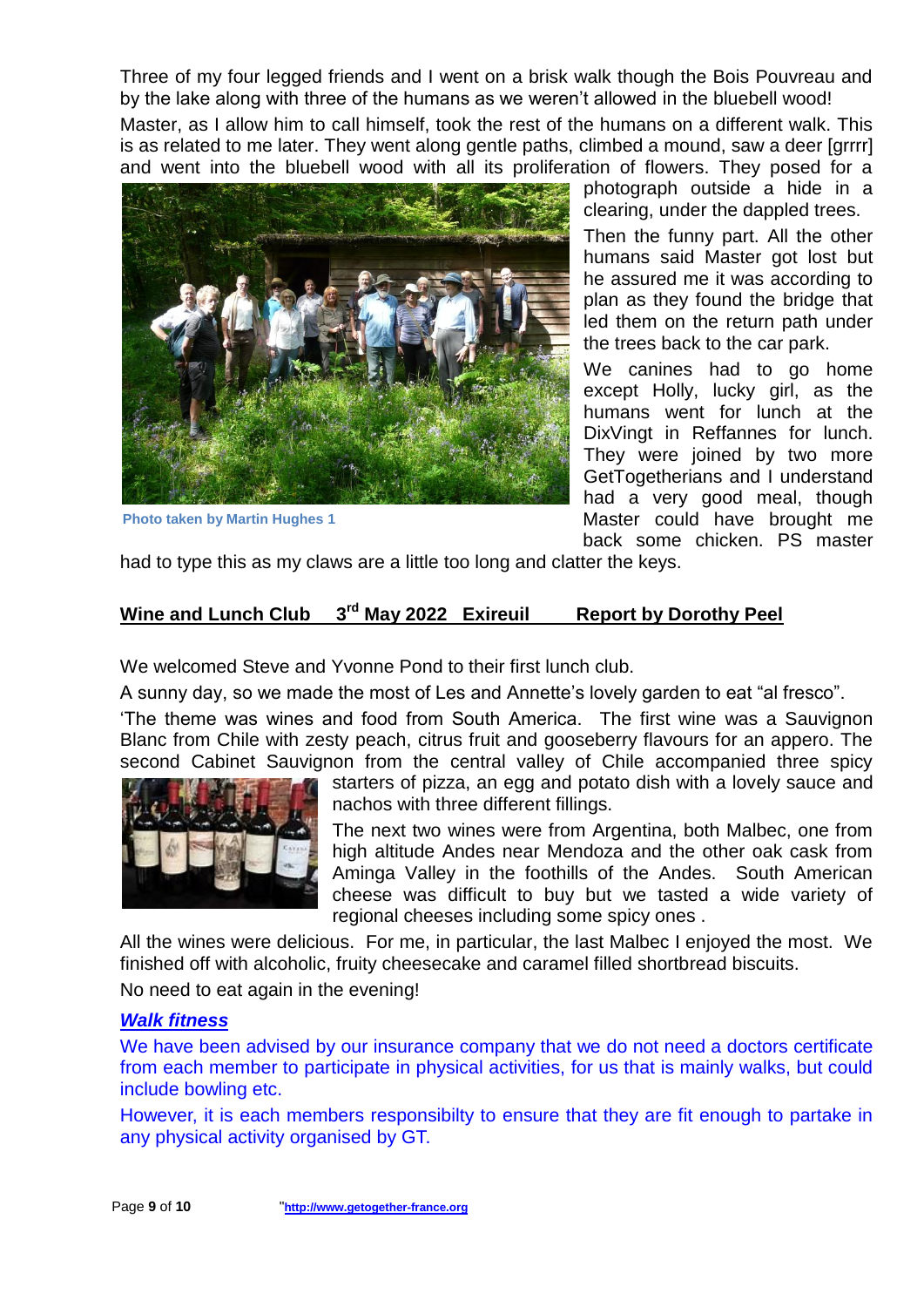Three of my four legged friends and I went on a brisk walk though the Bois Pouvreau and by the lake along with three of the humans as we weren't allowed in the bluebell wood!

Master, as I allow him to call himself, took the rest of the humans on a different walk. This is as related to me later. They went along gentle paths, climbed a mound, saw a deer [grrrr] and went into the bluebell wood with all its proliferation of flowers. They posed for a photograph outside a hide in a clearing, under the dappled trees.

Photo taken by Martin Hughes 1

Then the funny part. All the other humans said Master got lost but he assured me it was according to plan as they found the bridge that led them on the return path under the trees back to the car park.

We canines had to go home except Holly, lucky girl, as the humans went for lunch at the DixVingt in Reffannes for lunch. They were joined by two more GetTogetherians and I understand had a very good meal, though Master could have brought me back some chicken. PS master had to type this as my claws are a little too long and clatter the keys.

## Wine and Lunch Club 3rd May 2022 Exireuil Report by Dorothy Peel

We welcomed Steve and Yvonne Pond to their first lunch club.

A sunny day, so we made the most of Les and Annette's lovely garden to eat "al fresco".

'The theme was wines and food from South America. The first wine was a Sauvignon Blanc from Chile with zesty peach, citrus fruit and gooseberry flavours for an appero. The second Cabinet Sauvignon from the central valley of Chile accompanied three spicy starters of pizza, an egg and potato dish with a lovely sauce and nachos with three different fillings.

The next two wines were from Argentina, both Malbec, one from high altitude Andes near Mendoza and the other oak cask from Aminga Valley in the foothills of the Andes. South American cheese was difficult to buy but we tasted a wide variety of regional cheeses including some spicy ones .

All the wines were delicious. For me, in particular, the last Malbec I enjoyed the most. We finished off with alcoholic, fruity cheesecake and caramel filled shortbread biscuits.

No need to eat again in the evening!

### *Walk fitness*

We have been advised by our insurance company that we do not need a doctors certificate from each member to participate in physical activities, for us that is mainly walks, but could include bowling etc.

However, it is each members responsibilty to ensure that they are fit enough to partake in any physical activity organised by GT.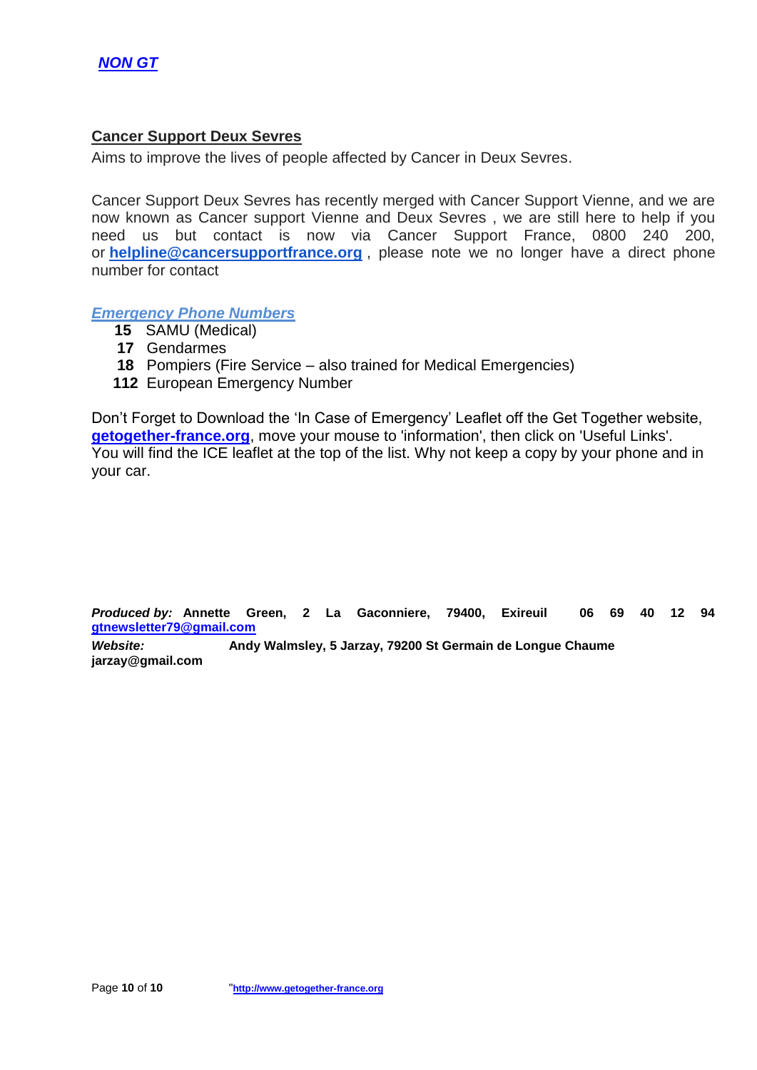***NON GT***

## Cancer Support Deux Sevres

Aims to improve the lives of people affected by Cancer in Deux Sevres.

Cancer Support Deux Sevres has recently merged with Cancer Support Vienne, and we are now known as Cancer support Vienne and Deux Sevres , we are still here to help if you need us but contact is now via Cancer Support France, 0800 240 200, or **helpline@cancersupportfrance.org** , please note we no longer have a direct phone number for contact

***Emergency Phone Numbers***

- **15** SAMU (Medical)
- **17** Gendarmes
- **18** Pompiers (Fire Service – also trained for Medical Emergencies)
- **112** European Emergency Number

Don't Forget to Download the 'In Case of Emergency' Leaflet off the Get Together website, **getogether-france.org**, move your mouse to 'information', then click on 'Useful Links'. You will find the ICE leaflet at the top of the list. Why not keep a copy by your phone and in your car.

***Produced by:*** **Annette Green, 2 La Gaconniere, 79400, Exireuil 06 69 40 12 94 gtnewsletter79@gmail.com**

***Website:*** **Andy Walmsley, 5 Jarzay, 79200 St Germain de Longue Chaume jarzay@gmail.com**